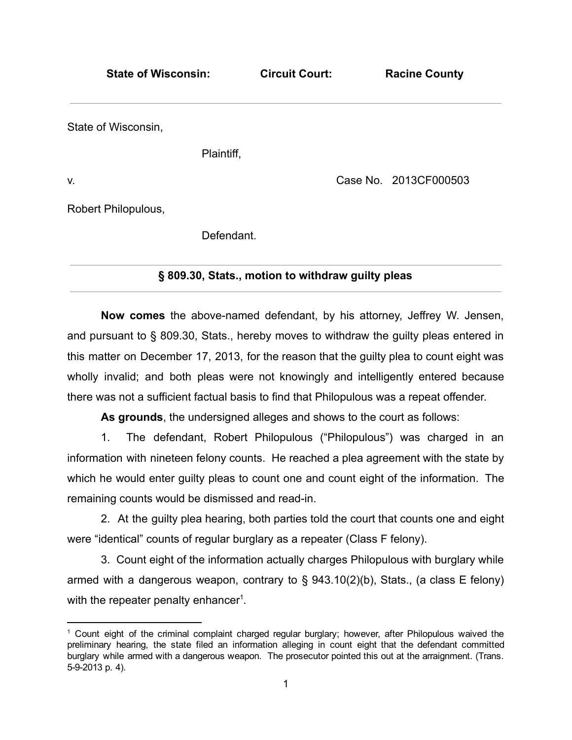**State of Wisconsin: Circuit Court: Racine County**

---

State of Wisconsin,

Plaintiff,

v. Case No. 2013CF000503

Robert Philopulous,

Defendant.

---

**§ 809.30, Stats., motion to withdraw guilty pleas**

---

**Now comes** the above-named defendant, by his attorney, Jeffrey W. Jensen, and pursuant to § 809.30, Stats., hereby moves to withdraw the guilty pleas entered in this matter on December 17, 2013, for the reason that the guilty plea to count eight was wholly invalid; and both pleas were not knowingly and intelligently entered because there was not a sufficient factual basis to find that Philopulous was a repeat offender.

**As grounds**, the undersigned alleges and shows to the court as follows:

1. The defendant, Robert Philopulous ("Philopulous") was charged in an information with nineteen felony counts. He reached a plea agreement with the state by which he would enter guilty pleas to count one and count eight of the information. The remaining counts would be dismissed and read-in.

2. At the guilty plea hearing, both parties told the court that counts one and eight were "identical" counts of regular burglary as a repeater (Class F felony).

3. Count eight of the information actually charges Philopulous with burglary while armed with a dangerous weapon, contrary to § 943.10(2)(b), Stats., (a class E felony) with the repeater penalty enhancer[1].

---

[1] Count eight of the criminal complaint charged regular burglary; however, after Philopulous waived the preliminary hearing, the state filed an information alleging in count eight that the defendant committed burglary while armed with a dangerous weapon. The prosecutor pointed this out at the arraignment. (Trans. 5-9-2013 p. 4).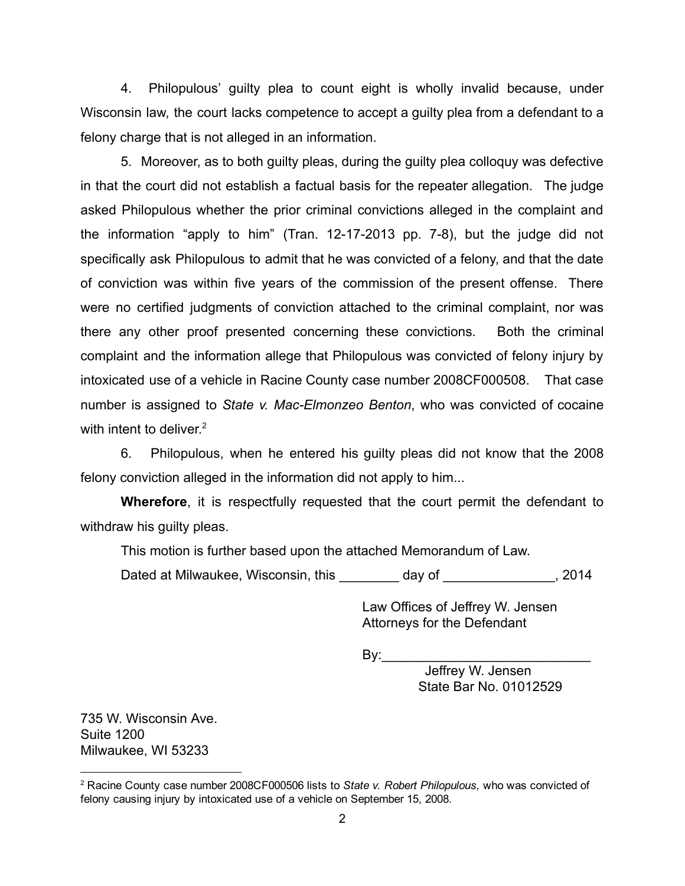4. Philopulous' guilty plea to count eight is wholly invalid because, under Wisconsin law, the court lacks competence to accept a guilty plea from a defendant to a felony charge that is not alleged in an information.

5. Moreover, as to both guilty pleas, during the guilty plea colloquy was defective in that the court did not establish a factual basis for the repeater allegation. The judge asked Philopulous whether the prior criminal convictions alleged in the complaint and the information "apply to him" (Tran. 12-17-2013 pp. 7-8), but the judge did not specifically ask Philopulous to admit that he was convicted of a felony, and that the date of conviction was within five years of the commission of the present offense. There were no certified judgments of conviction attached to the criminal complaint, nor was there any other proof presented concerning these convictions. Both the criminal complaint and the information allege that Philopulous was convicted of felony injury by intoxicated use of a vehicle in Racine County case number 2008CF000508. That case number is assigned to *State v. Mac-Elmonzeo Benton*, who was convicted of cocaine with intent to deliver.[2]

6. Philopulous, when he entered his guilty pleas did not know that the 2008 felony conviction alleged in the information did not apply to him...

**Wherefore**, it is respectfully requested that the court permit the defendant to withdraw his guilty pleas.

This motion is further based upon the attached Memorandum of Law.

Dated at Milwaukee, Wisconsin, this ________ day of _______________, 2014

Law Offices of Jeffrey W. Jensen
Attorneys for the Defendant

By:____________________________
Jeffrey W. Jensen
State Bar No. 01012529

735 W. Wisconsin Ave.
Suite 1200
Milwaukee, WI 53233

---

[2] Racine County case number 2008CF000506 lists to *State v. Robert Philopulous,* who was convicted of felony causing injury by intoxicated use of a vehicle on September 15, 2008.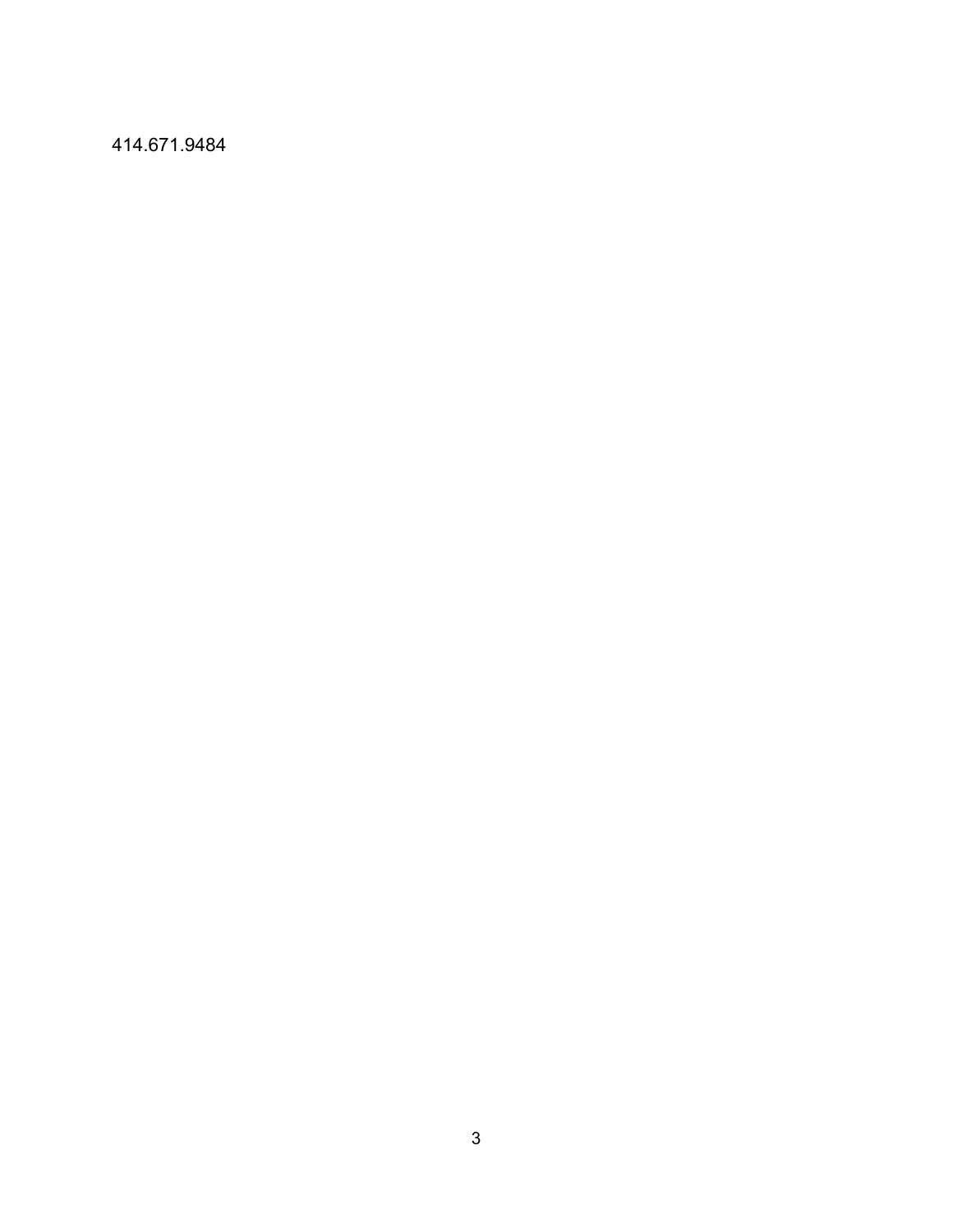414.671.9484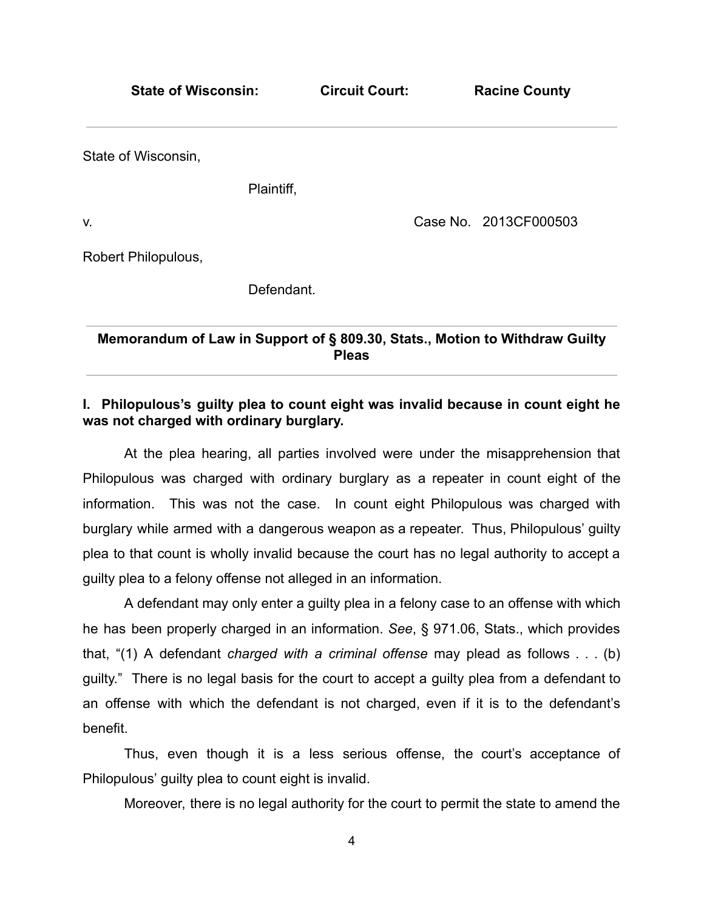**State of Wisconsin: Circuit Court: Racine County**

---

State of Wisconsin,

Plaintiff,

v. Case No. 2013CF000503

Robert Philopulous,

Defendant.

---

**Memorandum of Law in Support of § 809.30, Stats., Motion to Withdraw Guilty Pleas**

---

**I. Philopulous's guilty plea to count eight was invalid because in count eight he was not charged with ordinary burglary.**

At the plea hearing, all parties involved were under the misapprehension that Philopulous was charged with ordinary burglary as a repeater in count eight of the information. This was not the case. In count eight Philopulous was charged with burglary while armed with a dangerous weapon as a repeater. Thus, Philopulous' guilty plea to that count is wholly invalid because the court has no legal authority to accept a guilty plea to a felony offense not alleged in an information.

A defendant may only enter a guilty plea in a felony case to an offense with which he has been properly charged in an information. *See*, § 971.06, Stats., which provides that, "(1) A defendant *charged with a criminal offense* may plead as follows . . . (b) guilty." There is no legal basis for the court to accept a guilty plea from a defendant to an offense with which the defendant is not charged, even if it is to the defendant's benefit.

Thus, even though it is a less serious offense, the court's acceptance of Philopulous' guilty plea to count eight is invalid.

Moreover, there is no legal authority for the court to permit the state to amend the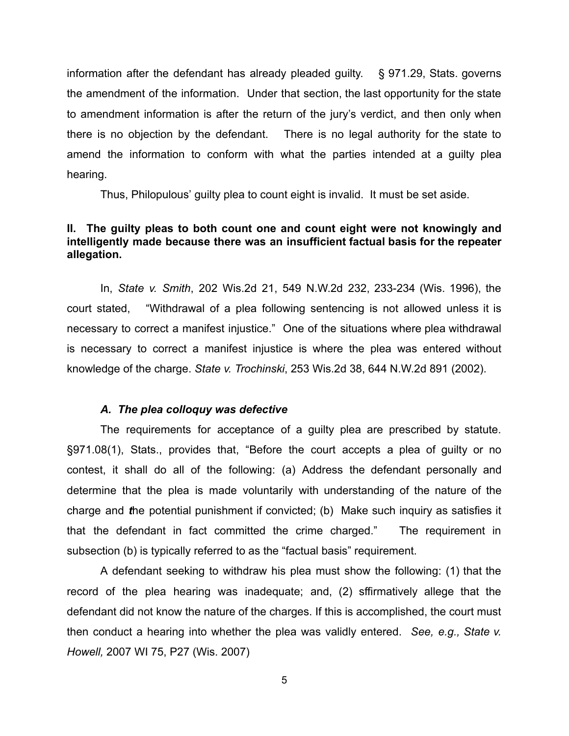information after the defendant has already pleaded guilty. § 971.29, Stats. governs the amendment of the information. Under that section, the last opportunity for the state to amendment information is after the return of the jury's verdict, and then only when there is no objection by the defendant. There is no legal authority for the state to amend the information to conform with what the parties intended at a guilty plea hearing.

Thus, Philopulous' guilty plea to count eight is invalid. It must be set aside.

**II. The guilty pleas to both count one and count eight were not knowingly and intelligently made because there was an insufficient factual basis for the repeater allegation.**

In, *State v. Smith*, 202 Wis.2d 21, 549 N.W.2d 232, 233-234 (Wis. 1996), the court stated, "Withdrawal of a plea following sentencing is not allowed unless it is necessary to correct a manifest injustice." One of the situations where plea withdrawal is necessary to correct a manifest injustice is where the plea was entered without knowledge of the charge. *State v. Trochinski*, 253 Wis.2d 38, 644 N.W.2d 891 (2002).

***A. The plea colloquy was defective***

The requirements for acceptance of a guilty plea are prescribed by statute. §971.08(1), Stats., provides that, "Before the court accepts a plea of guilty or no contest, it shall do all of the following: (a) Address the defendant personally and determine that the plea is made voluntarily with understanding of the nature of the charge and the potential punishment if convicted; (b) Make such inquiry as satisfies it that the defendant in fact committed the crime charged." The requirement in subsection (b) is typically referred to as the "factual basis" requirement.

A defendant seeking to withdraw his plea must show the following: (1) that the record of the plea hearing was inadequate; and, (2) sffirmatively allege that the defendant did not know the nature of the charges. If this is accomplished, the court must then conduct a hearing into whether the plea was validly entered. *See, e.g., State v. Howell,* 2007 WI 75, P27 (Wis. 2007)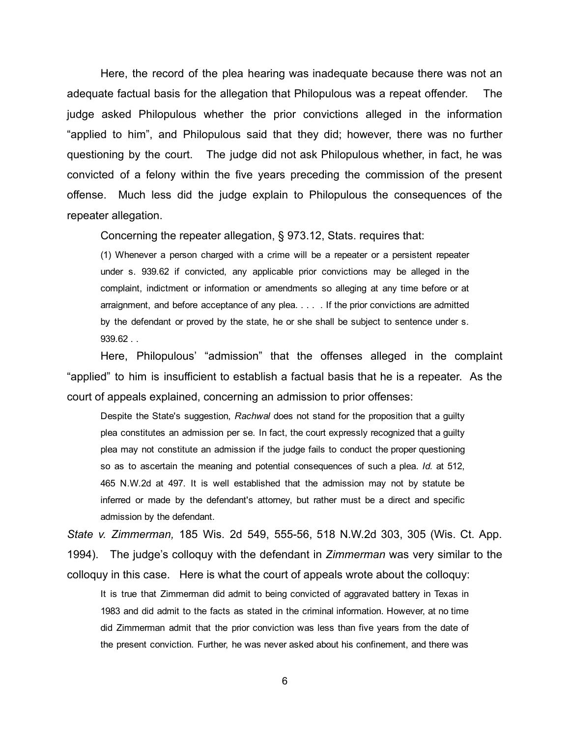Here, the record of the plea hearing was inadequate because there was not an adequate factual basis for the allegation that Philopulous was a repeat offender. The judge asked Philopulous whether the prior convictions alleged in the information "applied to him", and Philopulous said that they did; however, there was no further questioning by the court. The judge did not ask Philopulous whether, in fact, he was convicted of a felony within the five years preceding the commission of the present offense. Much less did the judge explain to Philopulous the consequences of the repeater allegation.

Concerning the repeater allegation, § 973.12, Stats. requires that:

> (1) Whenever a person charged with a crime will be a repeater or a persistent repeater under s. 939.62 if convicted, any applicable prior convictions may be alleged in the complaint, indictment or information or amendments so alleging at any time before or at arraignment, and before acceptance of any plea. . . . . If the prior convictions are admitted by the defendant or proved by the state, he or she shall be subject to sentence under s. 939.62 . .

Here, Philopulous' "admission" that the offenses alleged in the complaint "applied" to him is insufficient to establish a factual basis that he is a repeater. As the court of appeals explained, concerning an admission to prior offenses:

> Despite the State's suggestion, *Rachwal* does not stand for the proposition that a guilty plea constitutes an admission per se. In fact, the court expressly recognized that a guilty plea may not constitute an admission if the judge fails to conduct the proper questioning so as to ascertain the meaning and potential consequences of such a plea. *Id.* at 512, 465 N.W.2d at 497. It is well established that the admission may not by statute be inferred or made by the defendant's attorney, but rather must be a direct and specific admission by the defendant.

*State v. Zimmerman,* 185 Wis. 2d 549, 555-56, 518 N.W.2d 303, 305 (Wis. Ct. App. 1994). The judge's colloquy with the defendant in *Zimmerman* was very similar to the colloquy in this case. Here is what the court of appeals wrote about the colloquy:

> It is true that Zimmerman did admit to being convicted of aggravated battery in Texas in 1983 and did admit to the facts as stated in the criminal information. However, at no time did Zimmerman admit that the prior conviction was less than five years from the date of the present conviction. Further, he was never asked about his confinement, and there was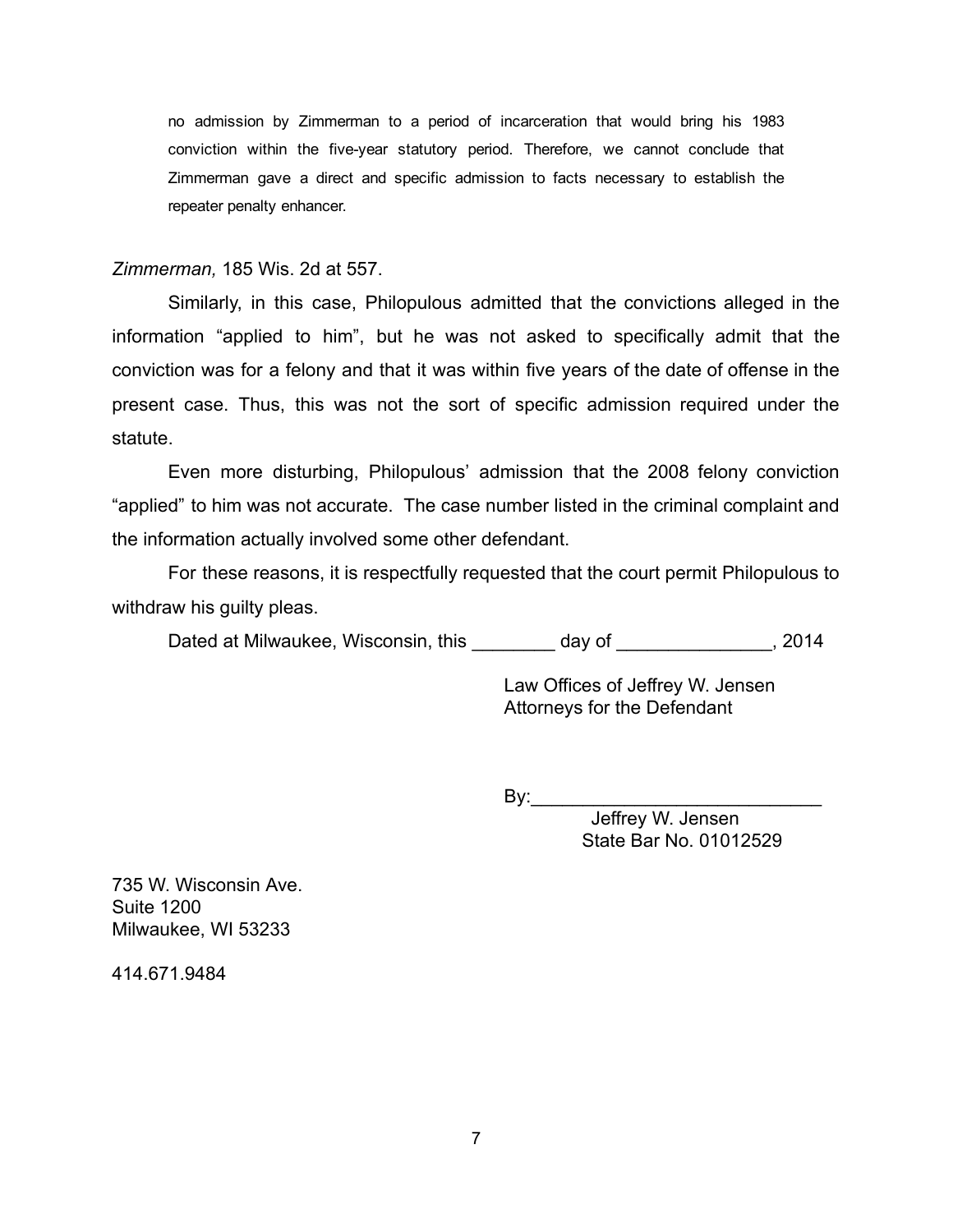> no admission by Zimmerman to a period of incarceration that would bring his 1983 conviction within the five-year statutory period. Therefore, we cannot conclude that Zimmerman gave a direct and specific admission to facts necessary to establish the repeater penalty enhancer.

*Zimmerman,* 185 Wis. 2d at 557.

Similarly, in this case, Philopulous admitted that the convictions alleged in the information "applied to him", but he was not asked to specifically admit that the conviction was for a felony and that it was within five years of the date of offense in the present case. Thus, this was not the sort of specific admission required under the statute.

Even more disturbing, Philopulous' admission that the 2008 felony conviction "applied" to him was not accurate. The case number listed in the criminal complaint and the information actually involved some other defendant.

For these reasons, it is respectfully requested that the court permit Philopulous to withdraw his guilty pleas.

Dated at Milwaukee, Wisconsin, this ________ day of _______________, 2014

Law Offices of Jeffrey W. Jensen
Attorneys for the Defendant

By:_____________________________
Jeffrey W. Jensen
State Bar No. 01012529

735 W. Wisconsin Ave.
Suite 1200
Milwaukee, WI 53233

414.671.9484